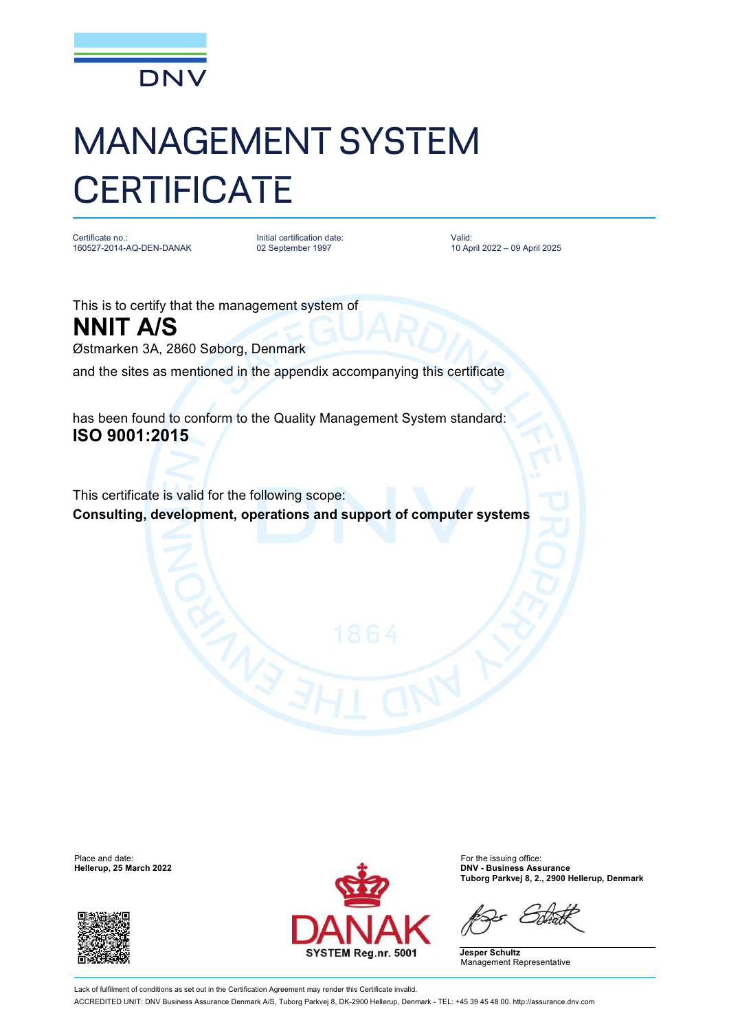DNV

# MANAGEMENT SYSTEM CERTIFICATE

| Certificate no.: | Initial certification date: | Valid: |
| --- | --- | --- |
| 160527-2014-AQ-DEN-DANAK | 02 September 1997 | 10 April 2022 – 09 April 2025 |

This is to certify that the management system of

## NNIT A/S

Østmarken 3A, 2860 Søborg, Denmark

and the sites as mentioned in the appendix accompanying this certificate

has been found to conform to the Quality Management System standard:

**ISO 9001:2015**

This certificate is valid for the following scope:

**Consulting, development, operations and support of computer systems**

Place and date:
**Hellerup, 25 March 2022**

DANAK
SYSTEM Reg.nr. 5001

For the issuing office:
**DNV - Business Assurance**
**Tuborg Parkvej 8, 2., 2900 Hellerup, Denmark**

**Jesper Schultz**
Management Representative

Lack of fulfilment of conditions as set out in the Certification Agreement may render this Certificate invalid.

ACCREDITED UNIT: DNV Business Assurance Denmark A/S, Tuborg Parkvej 8, DK-2900 Hellerup, Denmark - TEL: +45 39 45 48 00. http://assurance.dnv.com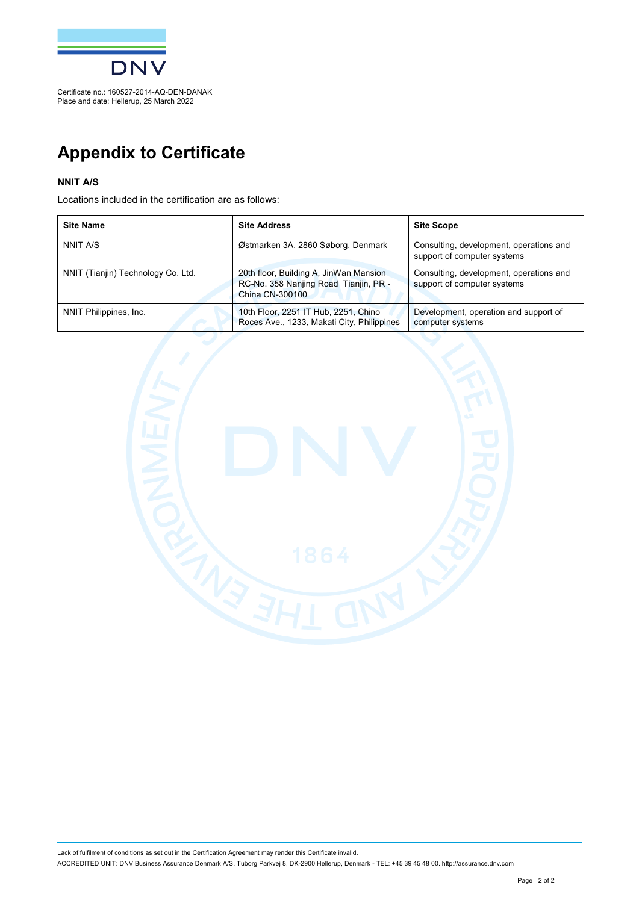Certificate no.: 160527-2014-AQ-DEN-DANAK
Place and date: Hellerup, 25 March 2022

# Appendix to Certificate

**NNIT A/S**

Locations included in the certification are as follows:

| Site Name | Site Address | Site Scope |
|---|---|---|
| NNIT A/S | Østmarken 3A, 2860 Søborg, Denmark | Consulting, development, operations and support of computer systems |
| NNIT (Tianjin) Technology Co. Ltd. | 20th floor, Building A, JinWan Mansion RC-No. 358 Nanjing Road Tianjin, PR - China CN-300100 | Consulting, development, operations and support of computer systems |
| NNIT Philippines, Inc. | 10th Floor, 2251 IT Hub, 2251, Chino Roces Ave., 1233, Makati City, Philippines | Development, operation and support of computer systems |

Lack of fulfilment of conditions as set out in the Certification Agreement may render this Certificate invalid.

ACCREDITED UNIT: DNV Business Assurance Denmark A/S, Tuborg Parkvej 8, DK-2900 Hellerup, Denmark - TEL: +45 39 45 48 00. http://assurance.dnv.com